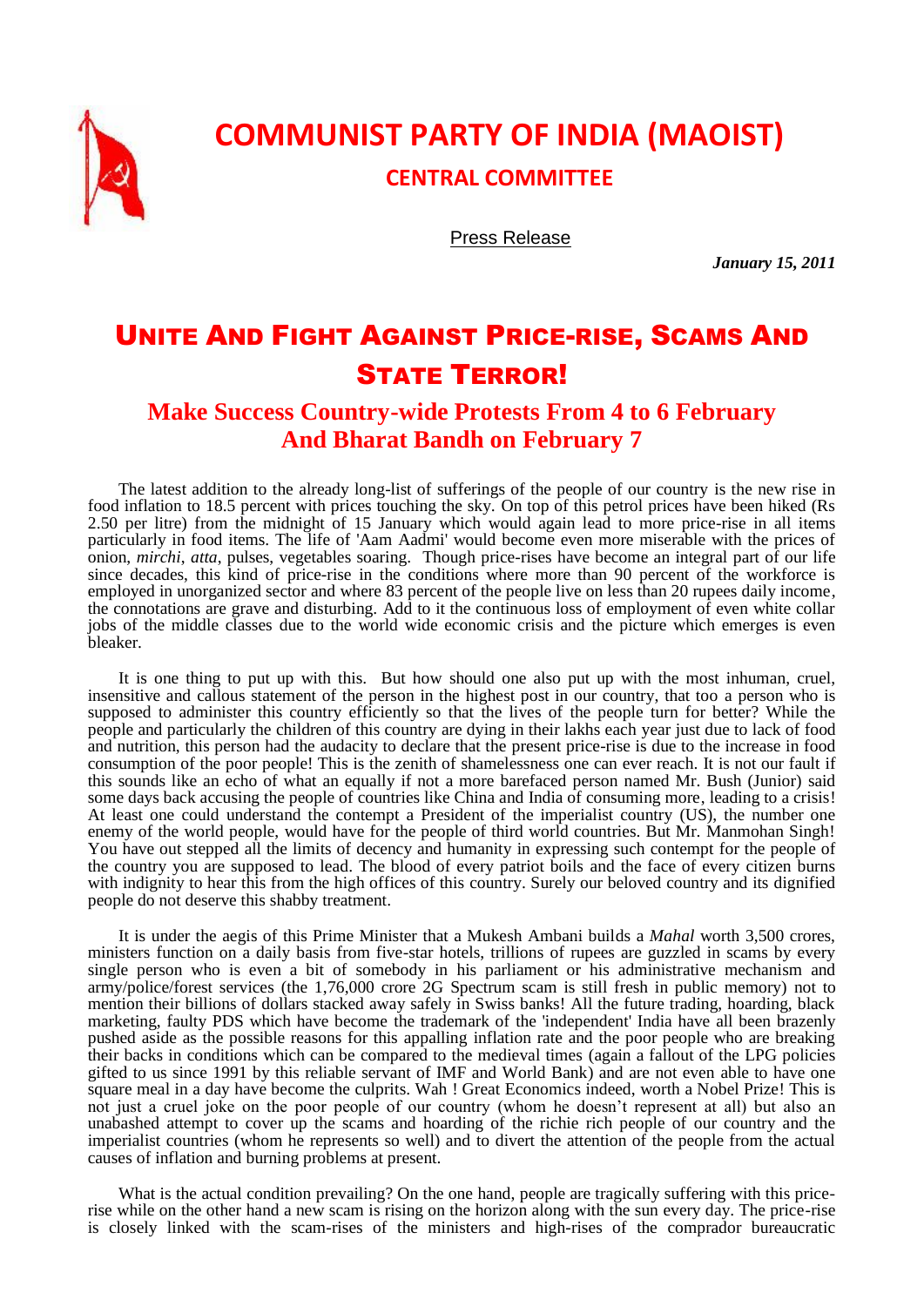# COMMUNIST PARTY OF INDIA (MAOIST)

## CENTRAL COMMITTEE

Press Release

***January 15, 2011***

# UNITE AND FIGHT AGAINST PRICE-RISE, SCAMS AND STATE TERROR!

## Make Success Country-wide Protests From 4 to 6 February And Bharat Bandh on February 7

The latest addition to the already long-list of sufferings of the people of our country is the new rise in food inflation to 18.5 percent with prices touching the sky. On top of this petrol prices have been hiked (Rs 2.50 per litre) from the midnight of 15 January which would again lead to more price-rise in all items particularly in food items. The life of 'Aam Aadmi' would become even more miserable with the prices of onion, *mirchi*, *atta*, pulses, vegetables soaring. Though price-rises have become an integral part of our life since decades, this kind of price-rise in the conditions where more than 90 percent of the workforce is employed in unorganized sector and where 83 percent of the people live on less than 20 rupees daily income, the connotations are grave and disturbing. Add to it the continuous loss of employment of even white collar jobs of the middle classes due to the world wide economic crisis and the picture which emerges is even bleaker.

It is one thing to put up with this. But how should one also put up with the most inhuman, cruel, insensitive and callous statement of the person in the highest post in our country, that too a person who is supposed to administer this country efficiently so that the lives of the people turn for better? While the people and particularly the children of this country are dying in their lakhs each year just due to lack of food and nutrition, this person had the audacity to declare that the present price-rise is due to the increase in food consumption of the poor people! This is the zenith of shamelessness one can ever reach. It is not our fault if this sounds like an echo of what an equally if not a more barefaced person named Mr. Bush (Junior) said some days back accusing the people of countries like China and India of consuming more, leading to a crisis! At least one could understand the contempt a President of the imperialist country (US), the number one enemy of the world people, would have for the people of third world countries. But Mr. Manmohan Singh! You have out stepped all the limits of decency and humanity in expressing such contempt for the people of the country you are supposed to lead. The blood of every patriot boils and the face of every citizen burns with indignity to hear this from the high offices of this country. Surely our beloved country and its dignified people do not deserve this shabby treatment.

It is under the aegis of this Prime Minister that a Mukesh Ambani builds a *Mahal* worth 3,500 crores, ministers function on a daily basis from five-star hotels, trillions of rupees are guzzled in scams by every single person who is even a bit of somebody in his parliament or his administrative mechanism and army/police/forest services (the 1,76,000 crore 2G Spectrum scam is still fresh in public memory) not to mention their billions of dollars stacked away safely in Swiss banks! All the future trading, hoarding, black marketing, faulty PDS which have become the trademark of the 'independent' India have all been brazenly pushed aside as the possible reasons for this appalling inflation rate and the poor people who are breaking their backs in conditions which can be compared to the medieval times (again a fallout of the LPG policies gifted to us since 1991 by this reliable servant of IMF and World Bank) and are not even able to have one square meal in a day have become the culprits. Wah ! Great Economics indeed, worth a Nobel Prize! This is not just a cruel joke on the poor people of our country (whom he doesn't represent at all) but also an unabashed attempt to cover up the scams and hoarding of the richie rich people of our country and the imperialist countries (whom he represents so well) and to divert the attention of the people from the actual causes of inflation and burning problems at present.

What is the actual condition prevailing? On the one hand, people are tragically suffering with this price-rise while on the other hand a new scam is rising on the horizon along with the sun every day. The price-rise is closely linked with the scam-rises of the ministers and high-rises of the comprador bureaucratic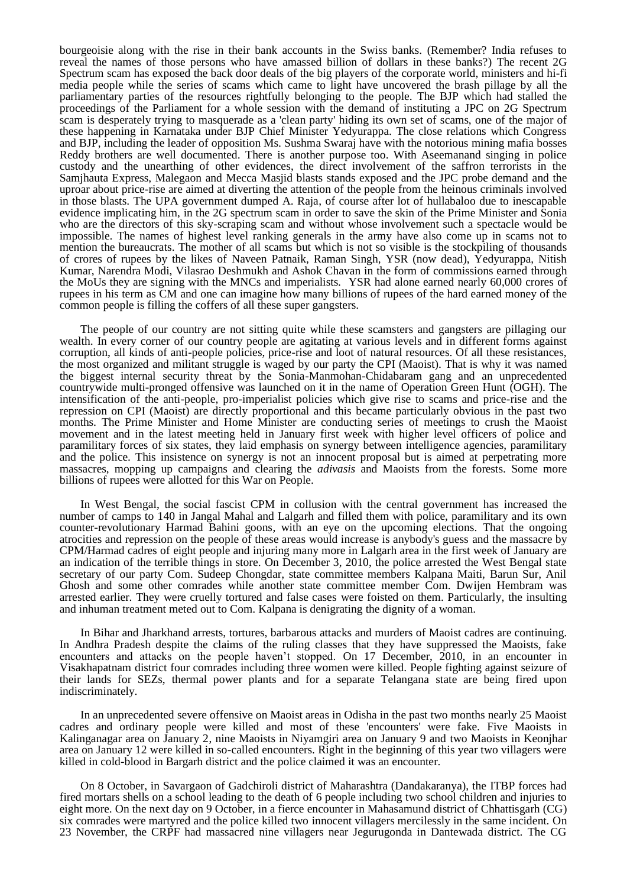bourgeoisie along with the rise in their bank accounts in the Swiss banks. (Remember? India refuses to reveal the names of those persons who have amassed billion of dollars in these banks?) The recent 2G Spectrum scam has exposed the back door deals of the big players of the corporate world, ministers and hi-fi media people while the series of scams which came to light have uncovered the brash pillage by all the parliamentary parties of the resources rightfully belonging to the people. The BJP which had stalled the proceedings of the Parliament for a whole session with the demand of instituting a JPC on 2G Spectrum scam is desperately trying to masquerade as a 'clean party' hiding its own set of scams, one of the major of these happening in Karnataka under BJP Chief Minister Yedyurappa. The close relations which Congress and BJP, including the leader of opposition Ms. Sushma Swaraj have with the notorious mining mafia bosses Reddy brothers are well documented. There is another purpose too. With Aseemanand singing in police custody and the unearthing of other evidences, the direct involvement of the saffron terrorists in the Samjhauta Express, Malegaon and Mecca Masjid blasts stands exposed and the JPC probe demand and the uproar about price-rise are aimed at diverting the attention of the people from the heinous criminals involved in those blasts. The UPA government dumped A. Raja, of course after lot of hullabaloo due to inescapable evidence implicating him, in the 2G spectrum scam in order to save the skin of the Prime Minister and Sonia who are the directors of this sky-scraping scam and without whose involvement such a spectacle would be impossible. The names of highest level ranking generals in the army have also come up in scams not to mention the bureaucrats. The mother of all scams but which is not so visible is the stockpiling of thousands of crores of rupees by the likes of Naveen Patnaik, Raman Singh, YSR (now dead), Yedyurappa, Nitish Kumar, Narendra Modi, Vilasrao Deshmukh and Ashok Chavan in the form of commissions earned through the MoUs they are signing with the MNCs and imperialists. YSR had alone earned nearly 60,000 crores of rupees in his term as CM and one can imagine how many billions of rupees of the hard earned money of the common people is filling the coffers of all these super gangsters.

The people of our country are not sitting quite while these scamsters and gangsters are pillaging our wealth. In every corner of our country people are agitating at various levels and in different forms against corruption, all kinds of anti-people policies, price-rise and loot of natural resources. Of all these resistances, the most organized and militant struggle is waged by our party the CPI (Maoist). That is why it was named the biggest internal security threat by the Sonia-Manmohan-Chidabaram gang and an unprecedented countrywide multi-pronged offensive was launched on it in the name of Operation Green Hunt (OGH). The intensification of the anti-people, pro-imperialist policies which give rise to scams and price-rise and the repression on CPI (Maoist) are directly proportional and this became particularly obvious in the past two months. The Prime Minister and Home Minister are conducting series of meetings to crush the Maoist movement and in the latest meeting held in January first week with higher level officers of police and paramilitary forces of six states, they laid emphasis on synergy between intelligence agencies, paramilitary and the police. This insistence on synergy is not an innocent proposal but is aimed at perpetrating more massacres, mopping up campaigns and clearing the *adivasis* and Maoists from the forests. Some more billions of rupees were allotted for this War on People.

In West Bengal, the social fascist CPM in collusion with the central government has increased the number of camps to 140 in Jangal Mahal and Lalgarh and filled them with police, paramilitary and its own counter-revolutionary Harmad Bahini goons, with an eye on the upcoming elections. That the ongoing atrocities and repression on the people of these areas would increase is anybody's guess and the massacre by CPM/Harmad cadres of eight people and injuring many more in Lalgarh area in the first week of January are an indication of the terrible things in store. On December 3, 2010, the police arrested the West Bengal state secretary of our party Com. Sudeep Chongdar, state committee members Kalpana Maiti, Barun Sur, Anil Ghosh and some other comrades while another state committee member Com. Dwijen Hembram was arrested earlier. They were cruelly tortured and false cases were foisted on them. Particularly, the insulting and inhuman treatment meted out to Com. Kalpana is denigrating the dignity of a woman.

In Bihar and Jharkhand arrests, tortures, barbarous attacks and murders of Maoist cadres are continuing. In Andhra Pradesh despite the claims of the ruling classes that they have suppressed the Maoists, fake encounters and attacks on the people haven't stopped. On 17 December, 2010, in an encounter in Visakhapatnam district four comrades including three women were killed. People fighting against seizure of their lands for SEZs, thermal power plants and for a separate Telangana state are being fired upon indiscriminately.

In an unprecedented severe offensive on Maoist areas in Odisha in the past two months nearly 25 Maoist cadres and ordinary people were killed and most of these 'encounters' were fake. Five Maoists in Kalinganagar area on January 2, nine Maoists in Niyamgiri area on January 9 and two Maoists in Keonjhar area on January 12 were killed in so-called encounters. Right in the beginning of this year two villagers were killed in cold-blood in Bargarh district and the police claimed it was an encounter.

On 8 October, in Savargaon of Gadchiroli district of Maharashtra (Dandakaranya), the ITBP forces had fired mortars shells on a school leading to the death of 6 people including two school children and injuries to eight more. On the next day on 9 October, in a fierce encounter in Mahasamund district of Chhattisgarh (CG) six comrades were martyred and the police killed two innocent villagers mercilessly in the same incident. On 23 November, the CRPF had massacred nine villagers near Jegurugonda in Dantewada district. The CG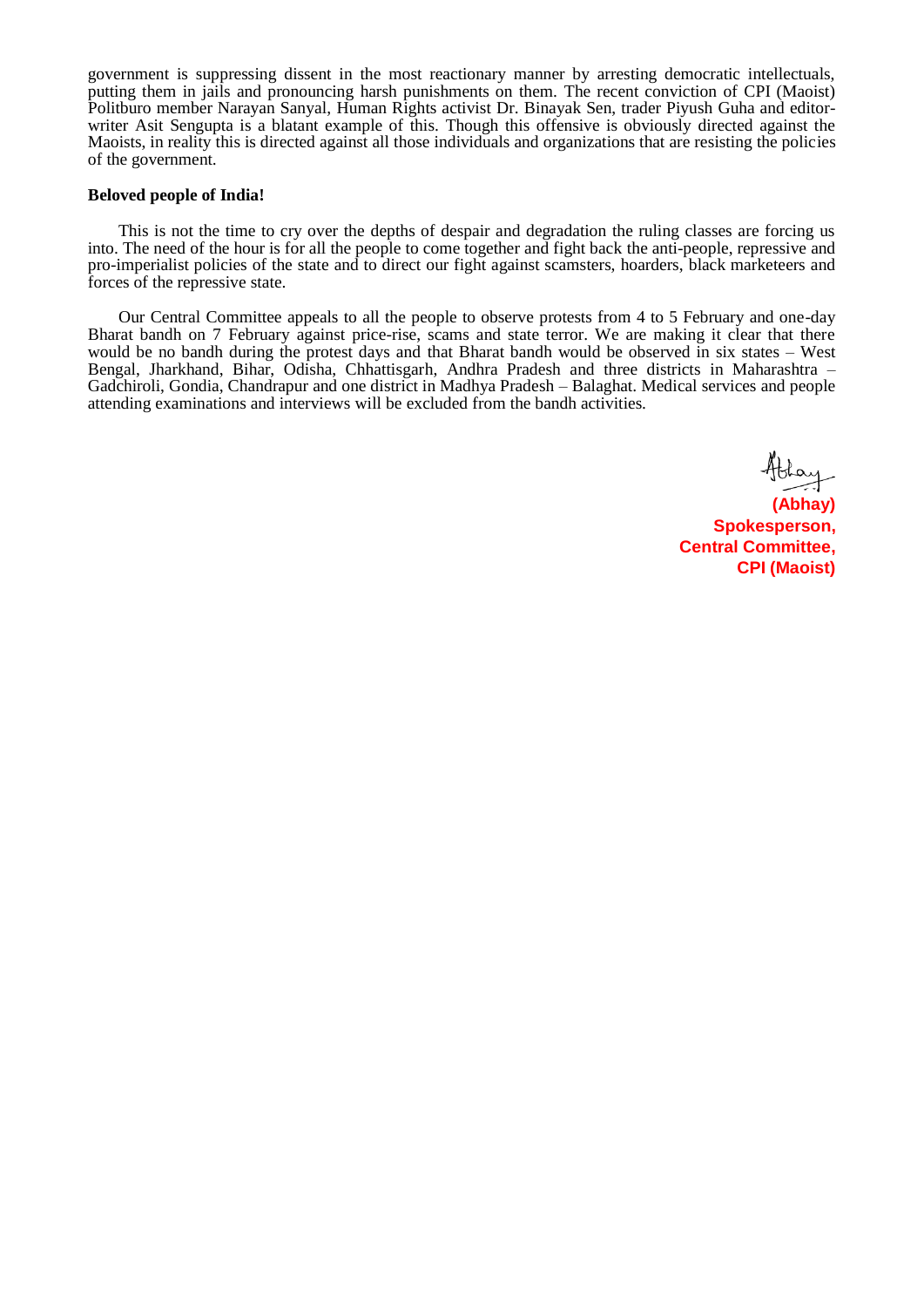government is suppressing dissent in the most reactionary manner by arresting democratic intellectuals, putting them in jails and pronouncing harsh punishments on them. The recent conviction of CPI (Maoist) Politburo member Narayan Sanyal, Human Rights activist Dr. Binayak Sen, trader Piyush Guha and editor-writer Asit Sengupta is a blatant example of this. Though this offensive is obviously directed against the Maoists, in reality this is directed against all those individuals and organizations that are resisting the policies of the government.

**Beloved people of India!**

This is not the time to cry over the depths of despair and degradation the ruling classes are forcing us into. The need of the hour is for all the people to come together and fight back the anti-people, repressive and pro-imperialist policies of the state and to direct our fight against scamsters, hoarders, black marketeers and forces of the repressive state.

Our Central Committee appeals to all the people to observe protests from 4 to 5 February and one-day Bharat bandh on 7 February against price-rise, scams and state terror. We are making it clear that there would be no bandh during the protest days and that Bharat bandh would be observed in six states – West Bengal, Jharkhand, Bihar, Odisha, Chhattisgarh, Andhra Pradesh and three districts in Maharashtra – Gadchiroli, Gondia, Chandrapur and one district in Madhya Pradesh – Balaghat. Medical services and people attending examinations and interviews will be excluded from the bandh activities.

Abhay

**(Abhay)**
**Spokesperson,**
**Central Committee,**
**CPI (Maoist)**